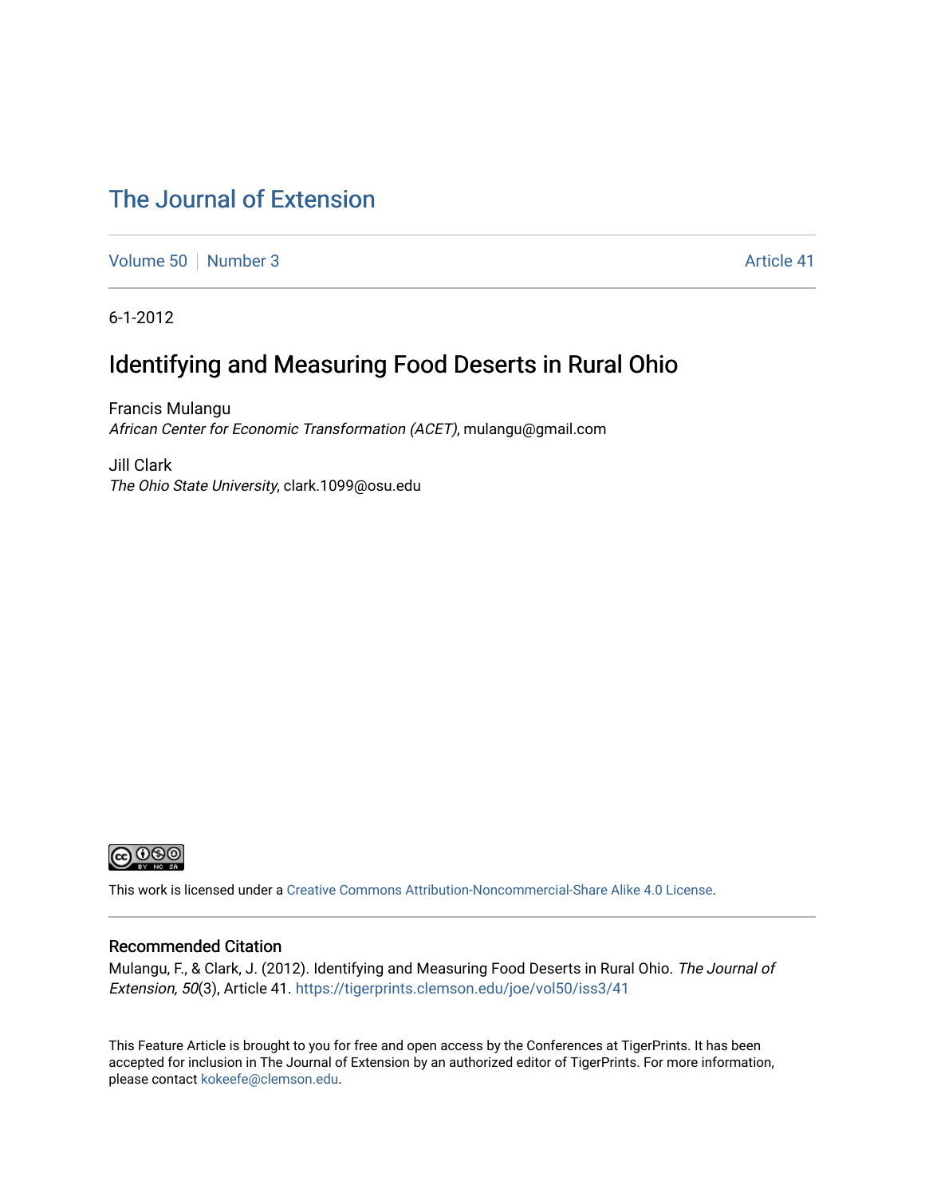# The Journal of Extension

Volume 50 | Number 3 | Article 41

6-1-2012

## Identifying and Measuring Food Deserts in Rural Ohio

Francis Mulangu
*African Center for Economic Transformation (ACET)*, mulangu@gmail.com

Jill Clark
*The Ohio State University*, clark.1099@osu.edu

This work is licensed under a Creative Commons Attribution-Noncommercial-Share Alike 4.0 License.

### Recommended Citation

Mulangu, F., & Clark, J. (2012). Identifying and Measuring Food Deserts in Rural Ohio. *The Journal of Extension, 50*(3), Article 41. https://tigerprints.clemson.edu/joe/vol50/iss3/41

This Feature Article is brought to you for free and open access by the Conferences at TigerPrints. It has been accepted for inclusion in The Journal of Extension by an authorized editor of TigerPrints. For more information, please contact kokeefe@clemson.edu.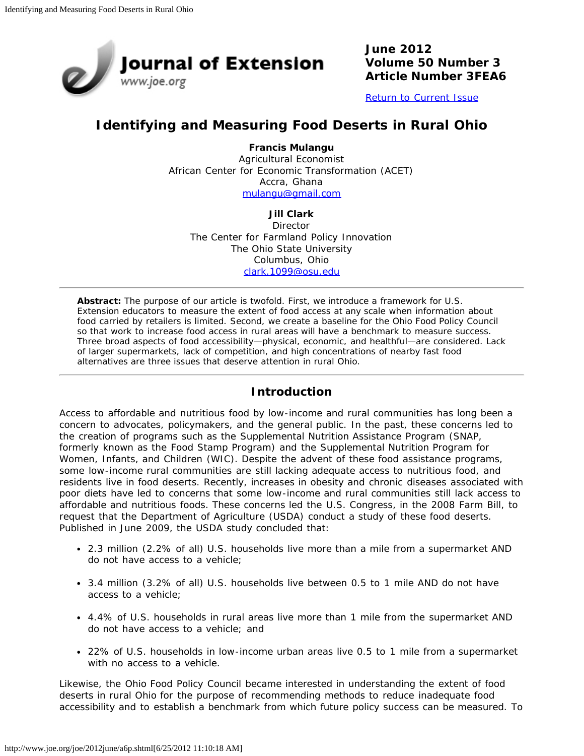# Identifying and Measuring Food Deserts in Rural Ohio

**Francis Mulangu**
Agricultural Economist
African Center for Economic Transformation (ACET)
Accra, Ghana
mulangu@gmail.com

**Jill Clark**
Director
The Center for Farmland Policy Innovation
The Ohio State University
Columbus, Ohio
clark.1099@osu.edu

**Abstract:** The purpose of our article is twofold. First, we introduce a framework for U.S. Extension educators to measure the extent of food access at any scale when information about food carried by retailers is limited. Second, we create a baseline for the Ohio Food Policy Council so that work to increase food access in rural areas will have a benchmark to measure success. Three broad aspects of food accessibility—physical, economic, and healthful—are considered. Lack of larger supermarkets, lack of competition, and high concentrations of nearby fast food alternatives are three issues that deserve attention in rural Ohio.

## Introduction

Access to affordable and nutritious food by low-income and rural communities has long been a concern to advocates, policymakers, and the general public. In the past, these concerns led to the creation of programs such as the Supplemental Nutrition Assistance Program (SNAP, formerly known as the Food Stamp Program) and the Supplemental Nutrition Program for Women, Infants, and Children (WIC). Despite the advent of these food assistance programs, some low-income rural communities are still lacking adequate access to nutritious food, and residents live in food deserts. Recently, increases in obesity and chronic diseases associated with poor diets have led to concerns that some low-income and rural communities still lack access to affordable and nutritious foods. These concerns led the U.S. Congress, in the 2008 Farm Bill, to request that the Department of Agriculture (USDA) conduct a study of these food deserts. Published in June 2009, the USDA study concluded that:

- 2.3 million (2.2% of all) U.S. households live more than a mile from a supermarket AND do not have access to a vehicle;
- 3.4 million (3.2% of all) U.S. households live between 0.5 to 1 mile AND do not have access to a vehicle;
- 4.4% of U.S. households in rural areas live more than 1 mile from the supermarket AND do not have access to a vehicle; and
- 22% of U.S. households in low-income urban areas live 0.5 to 1 mile from a supermarket with no access to a vehicle.

Likewise, the Ohio Food Policy Council became interested in understanding the extent of food deserts in rural Ohio for the purpose of recommending methods to reduce inadequate food accessibility and to establish a benchmark from which future policy success can be measured. To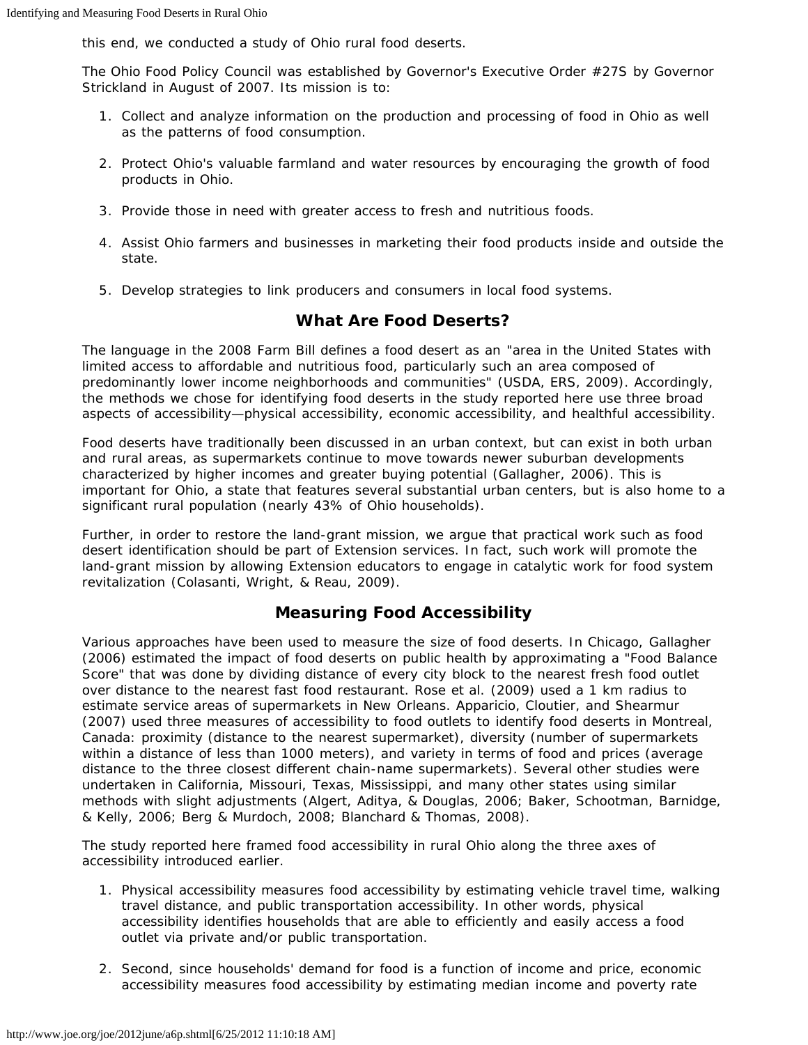this end, we conducted a study of Ohio rural food deserts.

The Ohio Food Policy Council was established by Governor's Executive Order #27S by Governor Strickland in August of 2007. Its mission is to:

1. Collect and analyze information on the production and processing of food in Ohio as well as the patterns of food consumption.
2. Protect Ohio's valuable farmland and water resources by encouraging the growth of food products in Ohio.
3. Provide those in need with greater access to fresh and nutritious foods.
4. Assist Ohio farmers and businesses in marketing their food products inside and outside the state.
5. Develop strategies to link producers and consumers in local food systems.

## What Are Food Deserts?

The language in the 2008 Farm Bill defines a food desert as an "area in the United States with limited access to affordable and nutritious food, particularly such an area composed of predominantly lower income neighborhoods and communities" (USDA, ERS, 2009). Accordingly, the methods we chose for identifying food deserts in the study reported here use three broad aspects of accessibility—physical accessibility, economic accessibility, and healthful accessibility.

Food deserts have traditionally been discussed in an urban context, but can exist in both urban and rural areas, as supermarkets continue to move towards newer suburban developments characterized by higher incomes and greater buying potential (Gallagher, 2006). This is important for Ohio, a state that features several substantial urban centers, but is also home to a significant rural population (nearly 43% of Ohio households).

Further, in order to restore the land-grant mission, we argue that practical work such as food desert identification should be part of Extension services. In fact, such work will promote the land-grant mission by allowing Extension educators to engage in catalytic work for food system revitalization (Colasanti, Wright, & Reau, 2009).

## Measuring Food Accessibility

Various approaches have been used to measure the size of food deserts. In Chicago, Gallagher (2006) estimated the impact of food deserts on public health by approximating a "Food Balance Score" that was done by dividing distance of every city block to the nearest fresh food outlet over distance to the nearest fast food restaurant. Rose et al. (2009) used a 1 km radius to estimate service areas of supermarkets in New Orleans. Apparicio, Cloutier, and Shearmur (2007) used three measures of accessibility to food outlets to identify food deserts in Montreal, Canada: proximity (distance to the nearest supermarket), diversity (number of supermarkets within a distance of less than 1000 meters), and variety in terms of food and prices (average distance to the three closest different chain-name supermarkets). Several other studies were undertaken in California, Missouri, Texas, Mississippi, and many other states using similar methods with slight adjustments (Algert, Aditya, & Douglas, 2006; Baker, Schootman, Barnidge, & Kelly, 2006; Berg & Murdoch, 2008; Blanchard & Thomas, 2008).

The study reported here framed food accessibility in rural Ohio along the three axes of accessibility introduced earlier.

1. Physical accessibility measures food accessibility by estimating vehicle travel time, walking travel distance, and public transportation accessibility. In other words, physical accessibility identifies households that are able to efficiently and easily access a food outlet via private and/or public transportation.
2. Second, since households' demand for food is a function of income and price, economic accessibility measures food accessibility by estimating median income and poverty rate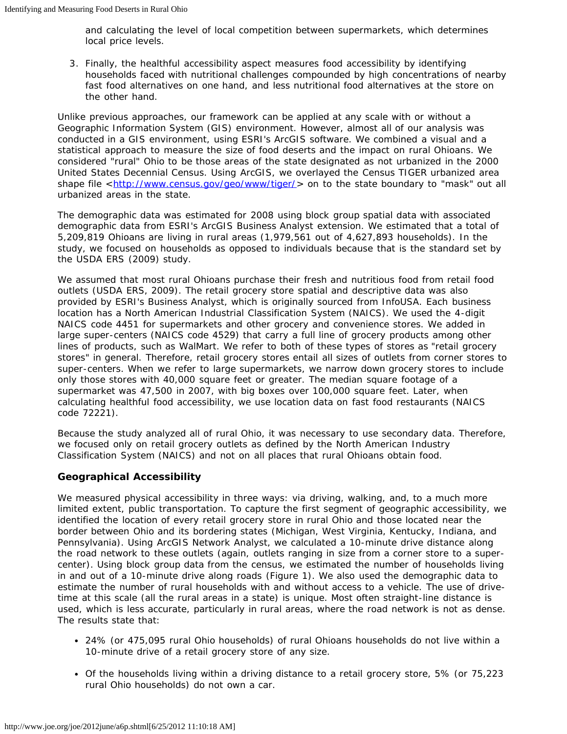and calculating the level of local competition between supermarkets, which determines local price levels.

3. Finally, the healthful accessibility aspect measures food accessibility by identifying households faced with nutritional challenges compounded by high concentrations of nearby fast food alternatives on one hand, and less nutritional food alternatives at the store on the other hand.

Unlike previous approaches, our framework can be applied at any scale with or without a Geographic Information System (GIS) environment. However, almost all of our analysis was conducted in a GIS environment, using ESRI's ArcGIS software. We combined a visual and a statistical approach to measure the size of food deserts and the impact on rural Ohioans. We considered "rural" Ohio to be those areas of the state designated as not urbanized in the 2000 United States Decennial Census. Using ArcGIS, we overlayed the Census TIGER urbanized area shape file <http://www.census.gov/geo/www/tiger/> on to the state boundary to "mask" out all urbanized areas in the state.

The demographic data was estimated for 2008 using block group spatial data with associated demographic data from ESRI's ArcGIS Business Analyst extension. We estimated that a total of 5,209,819 Ohioans are living in rural areas (1,979,561 out of 4,627,893 households). In the study, we focused on households as opposed to individuals because that is the standard set by the USDA ERS (2009) study.

We assumed that most rural Ohioans purchase their fresh and nutritious food from retail food outlets (USDA ERS, 2009). The retail grocery store spatial and descriptive data was also provided by ESRI's Business Analyst, which is originally sourced from InfoUSA. Each business location has a North American Industrial Classification System (NAICS). We used the 4-digit NAICS code 4451 for supermarkets and other grocery and convenience stores. We added in large super-centers (NAICS code 4529) that carry a full line of grocery products among other lines of products, such as WalMart. We refer to both of these types of stores as "retail grocery stores" in general. Therefore, retail grocery stores entail all sizes of outlets from corner stores to super-centers. When we refer to large supermarkets, we narrow down grocery stores to include only those stores with 40,000 square feet or greater. The median square footage of a supermarket was 47,500 in 2007, with big boxes over 100,000 square feet. Later, when calculating healthful food accessibility, we use location data on fast food restaurants (NAICS code 72221).

Because the study analyzed all of rural Ohio, it was necessary to use secondary data. Therefore, we focused only on retail grocery outlets as defined by the North American Industry Classification System (NAICS) and not on all places that rural Ohioans obtain food.

### Geographical Accessibility

We measured physical accessibility in three ways: via driving, walking, and, to a much more limited extent, public transportation. To capture the first segment of geographic accessibility, we identified the location of every retail grocery store in rural Ohio and those located near the border between Ohio and its bordering states (Michigan, West Virginia, Kentucky, Indiana, and Pennsylvania). Using ArcGIS Network Analyst, we calculated a 10-minute drive distance along the road network to these outlets (again, outlets ranging in size from a corner store to a super-center). Using block group data from the census, we estimated the number of households living in and out of a 10-minute drive along roads (Figure 1). We also used the demographic data to estimate the number of rural households with and without access to a vehicle. The use of drive-time at this scale (all the rural areas in a state) is unique. Most often straight-line distance is used, which is less accurate, particularly in rural areas, where the road network is not as dense. The results state that:

- 24% (or 475,095 rural Ohio households) of rural Ohioans households do not live within a 10-minute drive of a retail grocery store of any size.
- Of the households living within a driving distance to a retail grocery store, 5% (or 75,223 rural Ohio households) do not own a car.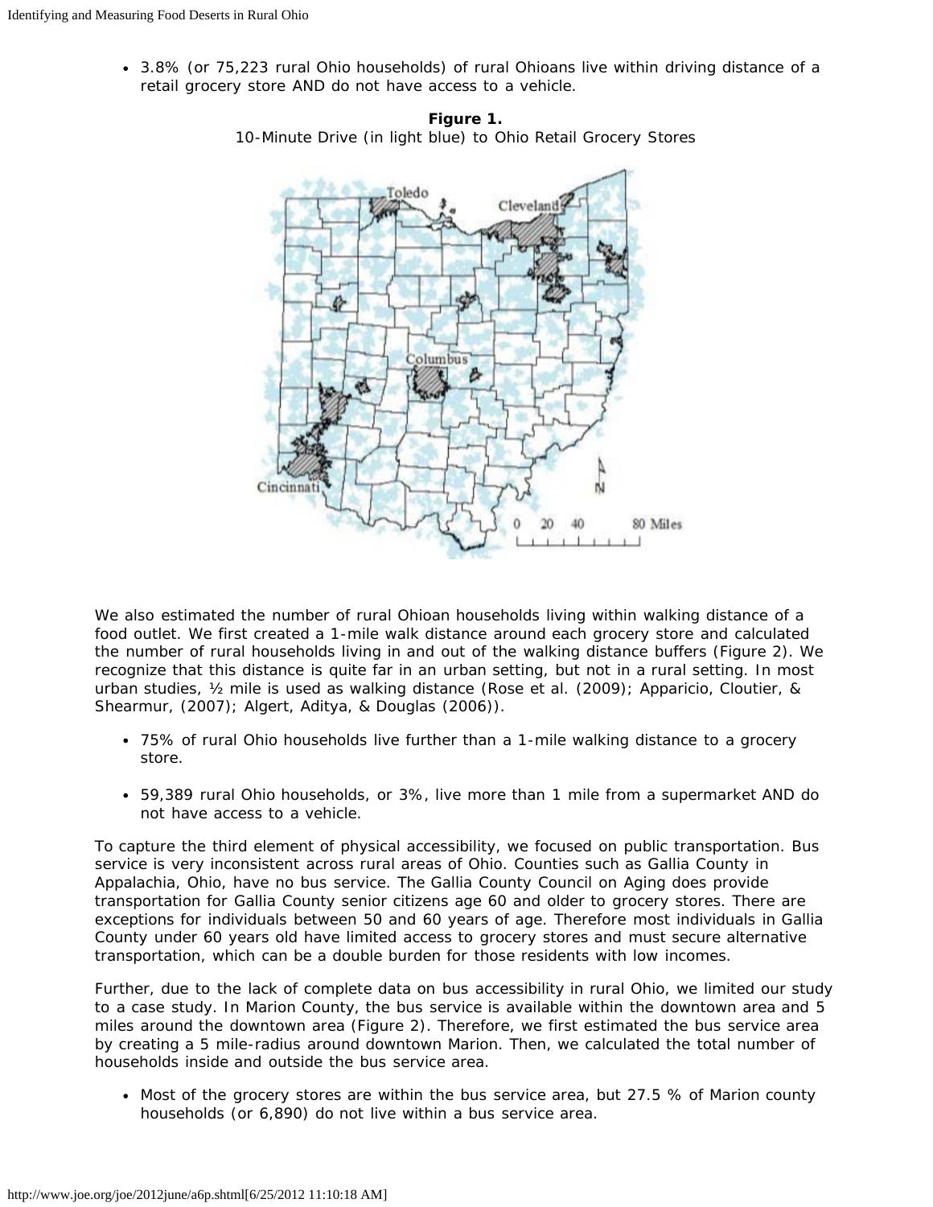- 3.8% (or 75,223 rural Ohio households) of rural Ohioans live within driving distance of a retail grocery store AND do not have access to a vehicle.

**Figure 1.**
10-Minute Drive (in light blue) to Ohio Retail Grocery Stores

We also estimated the number of rural Ohioan households living within walking distance of a food outlet. We first created a 1-mile walk distance around each grocery store and calculated the number of rural households living in and out of the walking distance buffers (Figure 2). We recognize that this distance is quite far in an urban setting, but not in a rural setting. In most urban studies, ½ mile is used as walking distance (Rose et al. (2009); Apparicio, Cloutier, & Shearmur, (2007); Algert, Aditya, & Douglas (2006)).

- 75% of rural Ohio households live further than a 1-mile walking distance to a grocery store.
- 59,389 rural Ohio households, or 3%, live more than 1 mile from a supermarket AND do not have access to a vehicle.

To capture the third element of physical accessibility, we focused on public transportation. Bus service is very inconsistent across rural areas of Ohio. Counties such as Gallia County in Appalachia, Ohio, have no bus service. The Gallia County Council on Aging does provide transportation for Gallia County senior citizens age 60 and older to grocery stores. There are exceptions for individuals between 50 and 60 years of age. Therefore most individuals in Gallia County under 60 years old have limited access to grocery stores and must secure alternative transportation, which can be a double burden for those residents with low incomes.

Further, due to the lack of complete data on bus accessibility in rural Ohio, we limited our study to a case study. In Marion County, the bus service is available within the downtown area and 5 miles around the downtown area (Figure 2). Therefore, we first estimated the bus service area by creating a 5 mile-radius around downtown Marion. Then, we calculated the total number of households inside and outside the bus service area.

- Most of the grocery stores are within the bus service area, but 27.5 % of Marion county households (or 6,890) do not live within a bus service area.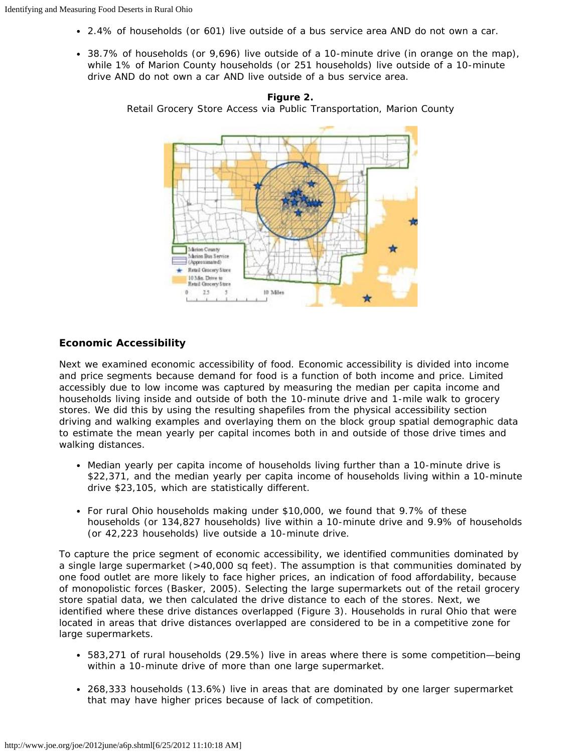- 2.4% of households (or 601) live outside of a bus service area AND do not own a car.

- 38.7% of households (or 9,696) live outside of a 10-minute drive (in orange on the map), while 1% of Marion County households (or 251 households) live outside of a 10-minute drive AND do not own a car AND live outside of a bus service area.

**Figure 2.**
Retail Grocery Store Access via Public Transportation, Marion County

### Economic Accessibility

Next we examined economic accessibility of food. Economic accessibility is divided into income and price segments because demand for food is a function of both income and price. Limited accessibly due to low income was captured by measuring the median per capita income and households living inside and outside of both the 10-minute drive and 1-mile walk to grocery stores. We did this by using the resulting shapefiles from the physical accessibility section driving and walking examples and overlaying them on the block group spatial demographic data to estimate the mean yearly per capital incomes both in and outside of those drive times and walking distances.

- Median yearly per capita income of households living further than a 10-minute drive is $22,371, and the median yearly per capita income of households living within a 10-minute drive $23,105, which are statistically different.

- For rural Ohio households making under $10,000, we found that 9.7% of these households (or 134,827 households) live within a 10-minute drive and 9.9% of households (or 42,223 households) live outside a 10-minute drive.

To capture the price segment of economic accessibility, we identified communities dominated by a single large supermarket (>40,000 sq feet). The assumption is that communities dominated by one food outlet are more likely to face higher prices, an indication of food affordability, because of monopolistic forces (Basker, 2005). Selecting the large supermarkets out of the retail grocery store spatial data, we then calculated the drive distance to each of the stores. Next, we identified where these drive distances overlapped (Figure 3). Households in rural Ohio that were located in areas that drive distances overlapped are considered to be in a competitive zone for large supermarkets.

- 583,271 of rural households (29.5%) live in areas where there is some competition—being within a 10-minute drive of more than one large supermarket.

- 268,333 households (13.6%) live in areas that are dominated by one larger supermarket that may have higher prices because of lack of competition.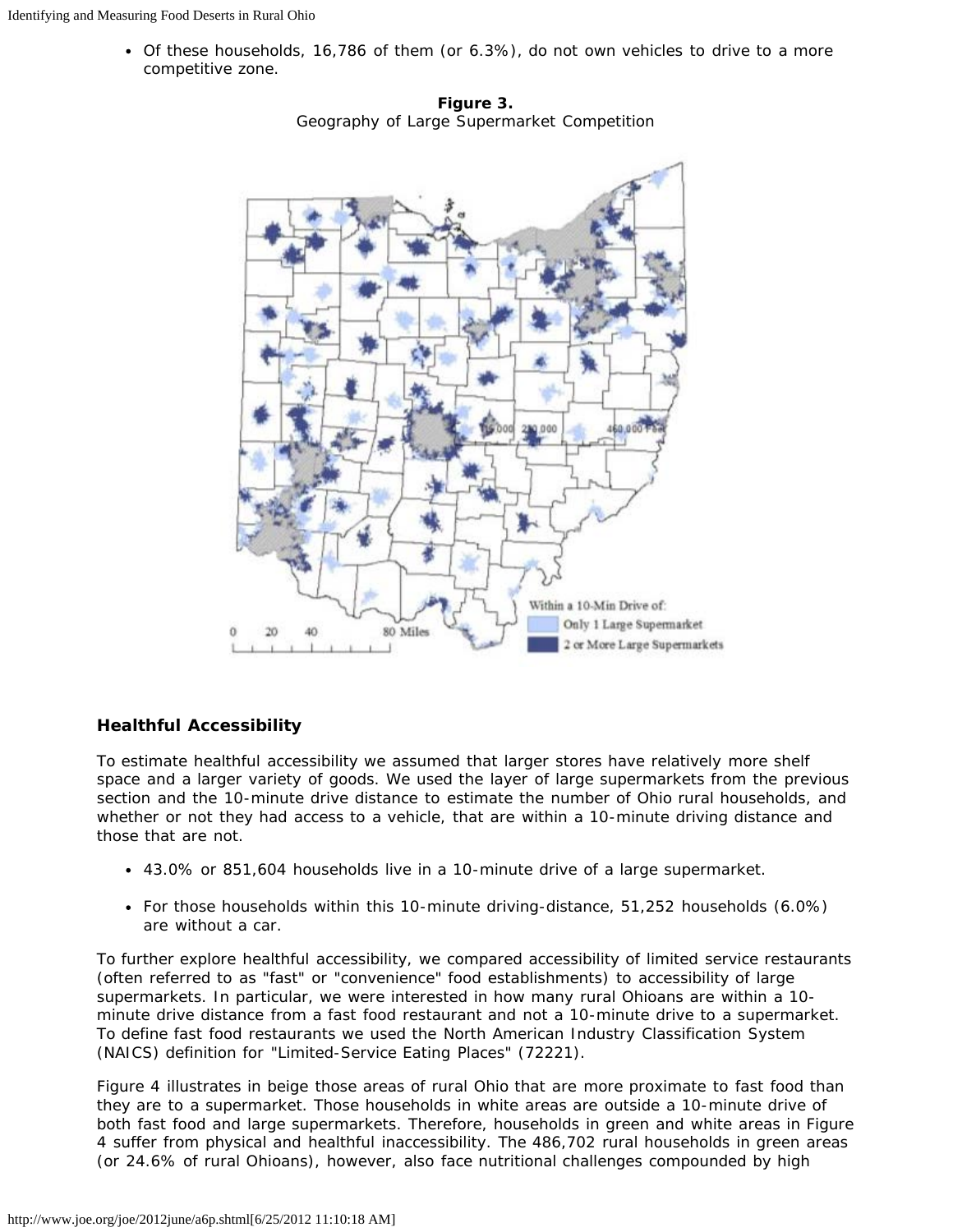- Of these households, 16,786 of them (or 6.3%), do not own vehicles to drive to a more competitive zone.

**Figure 3.**
Geography of Large Supermarket Competition

### Healthful Accessibility

To estimate healthful accessibility we assumed that larger stores have relatively more shelf space and a larger variety of goods. We used the layer of large supermarkets from the previous section and the 10-minute drive distance to estimate the number of Ohio rural households, and whether or not they had access to a vehicle, that are within a 10-minute driving distance and those that are not.

- 43.0% or 851,604 households live in a 10-minute drive of a large supermarket.
- For those households within this 10-minute driving-distance, 51,252 households (6.0%) are without a car.

To further explore healthful accessibility, we compared accessibility of limited service restaurants (often referred to as "fast" or "convenience" food establishments) to accessibility of large supermarkets. In particular, we were interested in how many rural Ohioans are within a 10-minute drive distance from a fast food restaurant and not a 10-minute drive to a supermarket. To define fast food restaurants we used the North American Industry Classification System (NAICS) definition for "Limited-Service Eating Places" (72221).

Figure 4 illustrates in beige those areas of rural Ohio that are more proximate to fast food than they are to a supermarket. Those households in white areas are outside a 10-minute drive of both fast food and large supermarkets. Therefore, households in green and white areas in Figure 4 suffer from physical and healthful inaccessibility. The 486,702 rural households in green areas (or 24.6% of rural Ohioans), however, also face nutritional challenges compounded by high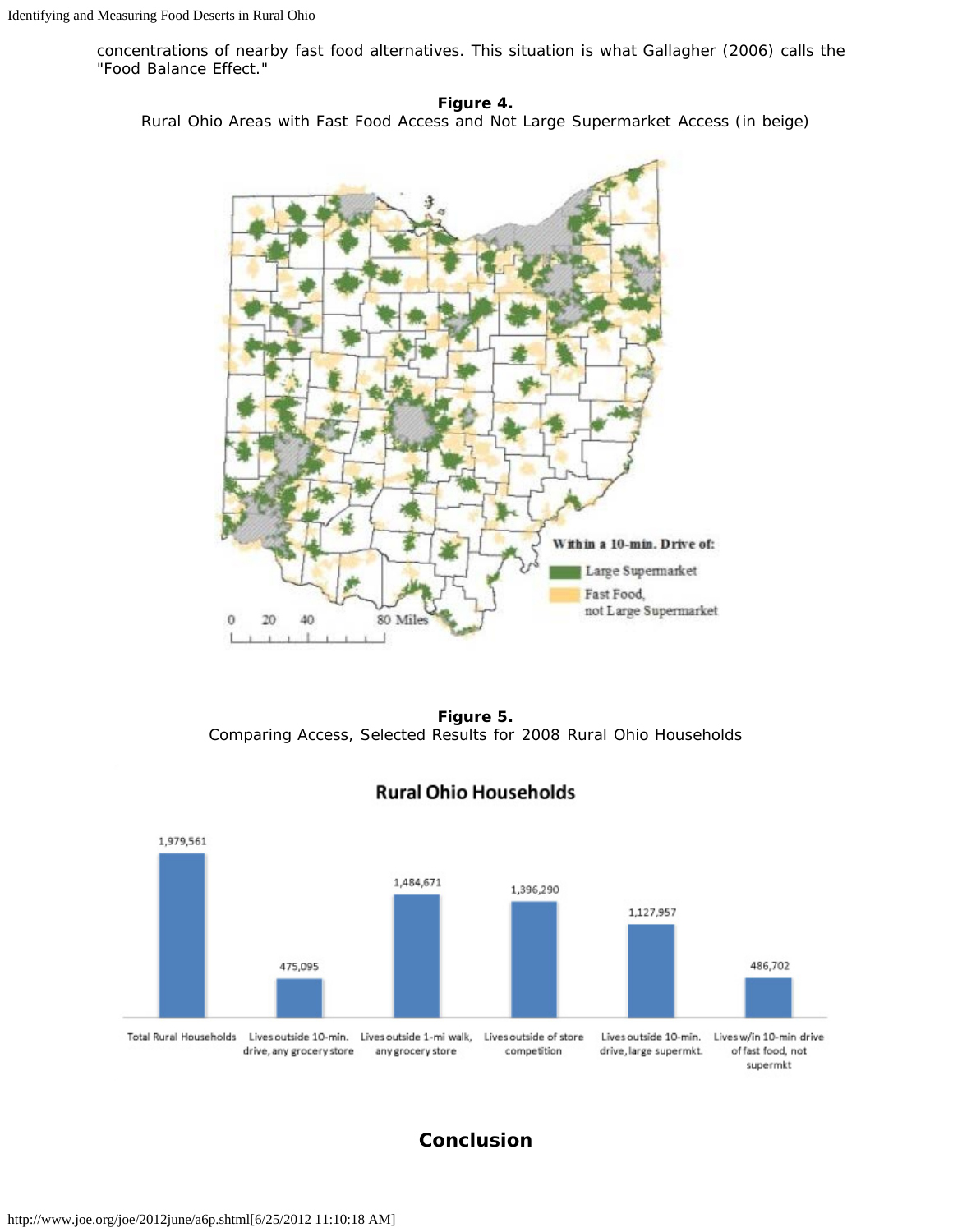concentrations of nearby fast food alternatives. This situation is what Gallagher (2006) calls the "Food Balance Effect."

**Figure 4.**
Rural Ohio Areas with Fast Food Access and Not Large Supermarket Access (in beige)

**Figure 5.**
Comparing Access, Selected Results for 2008 Rural Ohio Households

## Conclusion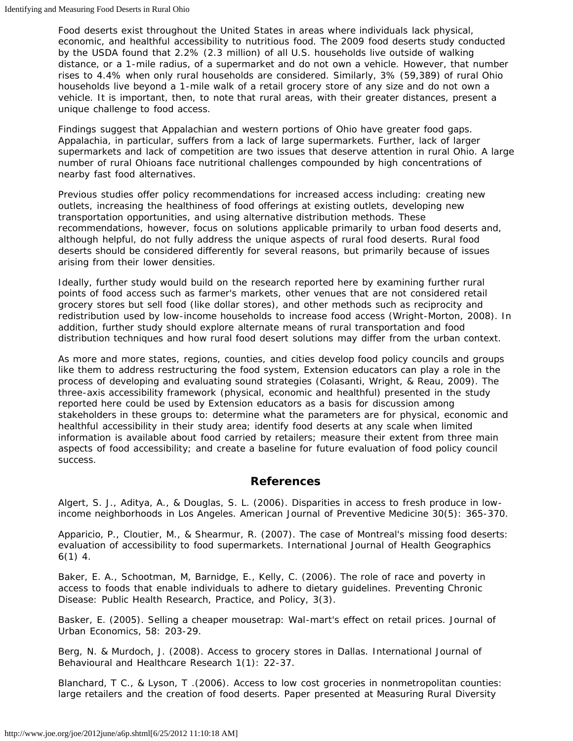Food deserts exist throughout the United States in areas where individuals lack physical, economic, and healthful accessibility to nutritious food. The 2009 food deserts study conducted by the USDA found that 2.2% (2.3 million) of all U.S. households live outside of walking distance, or a 1-mile radius, of a supermarket and do not own a vehicle. However, that number rises to 4.4% when only rural households are considered. Similarly, 3% (59,389) of rural Ohio households live beyond a 1-mile walk of a retail grocery store of any size and do not own a vehicle. It is important, then, to note that rural areas, with their greater distances, present a unique challenge to food access.

Findings suggest that Appalachian and western portions of Ohio have greater food gaps. Appalachia, in particular, suffers from a lack of large supermarkets. Further, lack of larger supermarkets and lack of competition are two issues that deserve attention in rural Ohio. A large number of rural Ohioans face nutritional challenges compounded by high concentrations of nearby fast food alternatives.

Previous studies offer policy recommendations for increased access including: creating new outlets, increasing the healthiness of food offerings at existing outlets, developing new transportation opportunities, and using alternative distribution methods. These recommendations, however, focus on solutions applicable primarily to urban food deserts and, although helpful, do not fully address the unique aspects of rural food deserts. Rural food deserts should be considered differently for several reasons, but primarily because of issues arising from their lower densities.

Ideally, further study would build on the research reported here by examining further rural points of food access such as farmer's markets, other venues that are not considered retail grocery stores but sell food (like dollar stores), and other methods such as reciprocity and redistribution used by low-income households to increase food access (Wright-Morton, 2008). In addition, further study should explore alternate means of rural transportation and food distribution techniques and how rural food desert solutions may differ from the urban context.

As more and more states, regions, counties, and cities develop food policy councils and groups like them to address restructuring the food system, Extension educators can play a role in the process of developing and evaluating sound strategies (Colasanti, Wright, & Reau, 2009). The three-axis accessibility framework (physical, economic and healthful) presented in the study reported here could be used by Extension educators as a basis for discussion among stakeholders in these groups to: determine what the parameters are for physical, economic and healthful accessibility in their study area; identify food deserts at any scale when limited information is available about food carried by retailers; measure their extent from three main aspects of food accessibility; and create a baseline for future evaluation of food policy council success.

## References

Algert, S. J., Aditya, A., & Douglas, S. L. (2006). Disparities in access to fresh produce in low-income neighborhoods in Los Angeles. American Journal of Preventive Medicine 30(5): 365-370.

Apparicio, P., Cloutier, M., & Shearmur, R. (2007). The case of Montreal's missing food deserts: evaluation of accessibility to food supermarkets. International Journal of Health Geographics 6(1) 4.

Baker, E. A., Schootman, M, Barnidge, E., Kelly, C. (2006). The role of race and poverty in access to foods that enable individuals to adhere to dietary guidelines. Preventing Chronic Disease: Public Health Research, Practice, and Policy, 3(3).

Basker, E. (2005). Selling a cheaper mousetrap: Wal-mart's effect on retail prices. Journal of Urban Economics, 58: 203-29.

Berg, N. & Murdoch, J. (2008). Access to grocery stores in Dallas. International Journal of Behavioural and Healthcare Research 1(1): 22-37.

Blanchard, T C., & Lyson, T .(2006). Access to low cost groceries in nonmetropolitan counties: large retailers and the creation of food deserts. Paper presented at Measuring Rural Diversity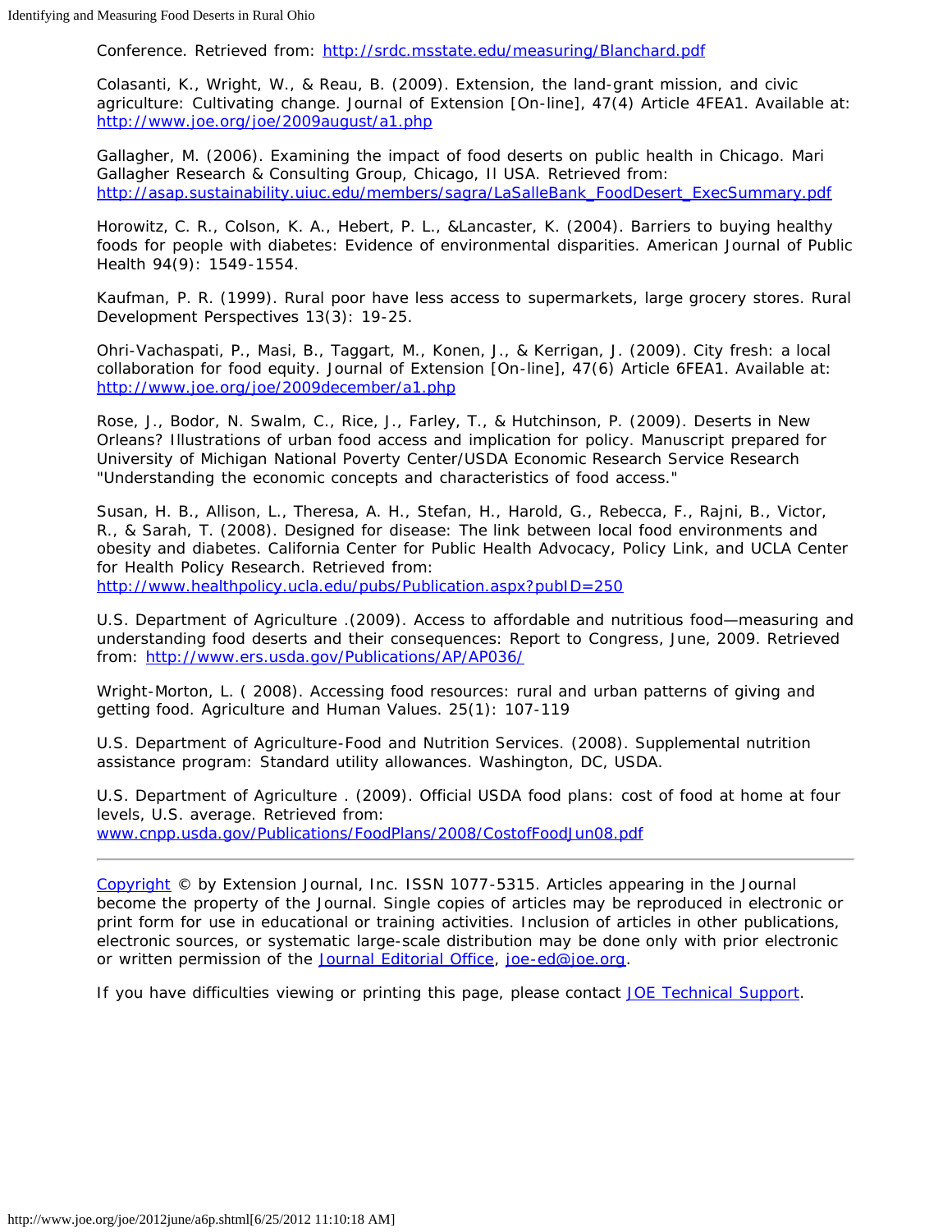Conference. Retrieved from: http://srdc.msstate.edu/measuring/Blanchard.pdf

Colasanti, K., Wright, W., & Reau, B. (2009). Extension, the land-grant mission, and civic agriculture: Cultivating change. Journal of Extension [On-line], 47(4) Article 4FEA1. Available at: http://www.joe.org/joe/2009august/a1.php

Gallagher, M. (2006). Examining the impact of food deserts on public health in Chicago. Mari Gallagher Research & Consulting Group, Chicago, Il USA. Retrieved from: http://asap.sustainability.uiuc.edu/members/sagra/LaSalleBank_FoodDesert_ExecSummary.pdf

Horowitz, C. R., Colson, K. A., Hebert, P. L., &Lancaster, K. (2004). Barriers to buying healthy foods for people with diabetes: Evidence of environmental disparities. American Journal of Public Health 94(9): 1549-1554.

Kaufman, P. R. (1999). Rural poor have less access to supermarkets, large grocery stores. Rural Development Perspectives 13(3): 19-25.

Ohri-Vachaspati, P., Masi, B., Taggart, M., Konen, J., & Kerrigan, J. (2009). City fresh: a local collaboration for food equity. Journal of Extension [On-line], 47(6) Article 6FEA1. Available at: http://www.joe.org/joe/2009december/a1.php

Rose, J., Bodor, N. Swalm, C., Rice, J., Farley, T., & Hutchinson, P. (2009). Deserts in New Orleans? Illustrations of urban food access and implication for policy. Manuscript prepared for University of Michigan National Poverty Center/USDA Economic Research Service Research "Understanding the economic concepts and characteristics of food access."

Susan, H. B., Allison, L., Theresa, A. H., Stefan, H., Harold, G., Rebecca, F., Rajni, B., Victor, R., & Sarah, T. (2008). Designed for disease: The link between local food environments and obesity and diabetes. California Center for Public Health Advocacy, Policy Link, and UCLA Center for Health Policy Research. Retrieved from: http://www.healthpolicy.ucla.edu/pubs/Publication.aspx?pubID=250

U.S. Department of Agriculture .(2009). Access to affordable and nutritious food—measuring and understanding food deserts and their consequences: Report to Congress, June, 2009. Retrieved from: http://www.ers.usda.gov/Publications/AP/AP036/

Wright-Morton, L. ( 2008). Accessing food resources: rural and urban patterns of giving and getting food. Agriculture and Human Values. 25(1): 107-119

U.S. Department of Agriculture-Food and Nutrition Services. (2008). Supplemental nutrition assistance program: Standard utility allowances. Washington, DC, USDA.

U.S. Department of Agriculture . (2009). Official USDA food plans: cost of food at home at four levels, U.S. average. Retrieved from: www.cnpp.usda.gov/Publications/FoodPlans/2008/CostofFoodJun08.pdf

---

Copyright © by Extension Journal, Inc. ISSN 1077-5315. Articles appearing in the Journal become the property of the Journal. Single copies of articles may be reproduced in electronic or print form for use in educational or training activities. Inclusion of articles in other publications, electronic sources, or systematic large-scale distribution may be done only with prior electronic or written permission of the Journal Editorial Office, joe-ed@joe.org.

If you have difficulties viewing or printing this page, please contact JOE Technical Support.